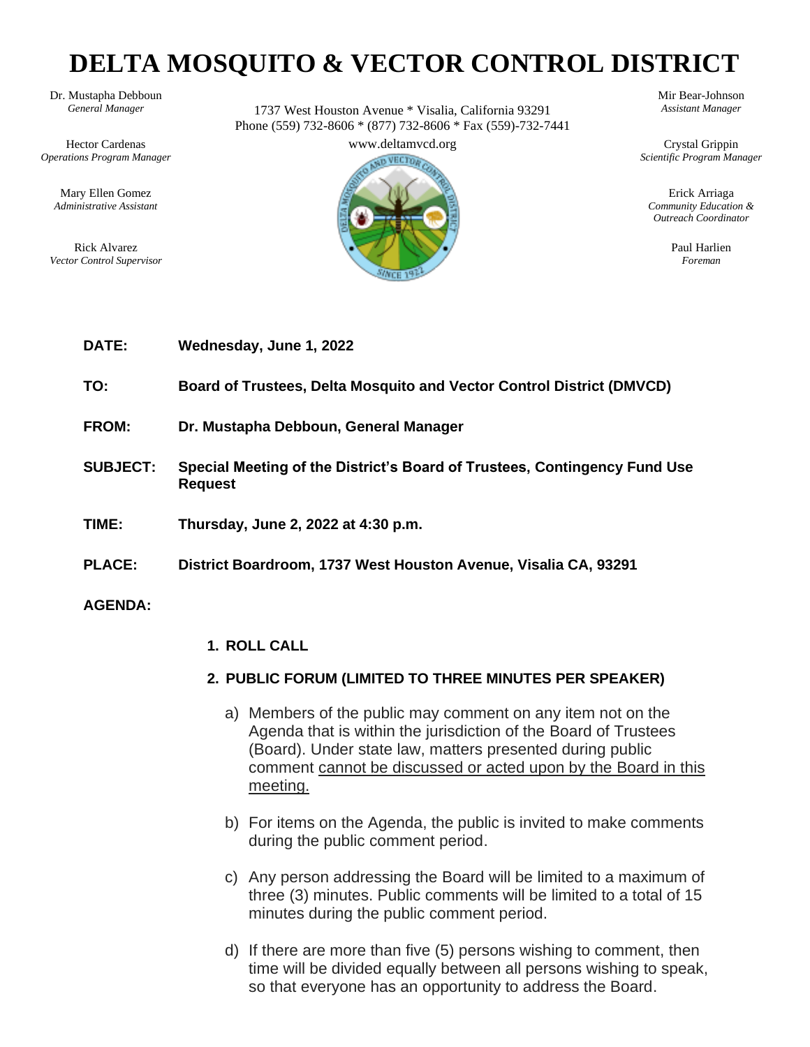# DELTA MOSQUITO & VECTOR CONTROL DISTRICT

Dr. Mustapha Debboun
*General Manager*

Hector Cardenas
*Operations Program Manager*

Mary Ellen Gomez
*Administrative Assistant*

Rick Alvarez
*Vector Control Supervisor*

1737 West Houston Avenue * Visalia, California 93291
Phone (559) 732-8606 * (877) 732-8606 * Fax (559)-732-7441
www.deltamvcd.org

Mir Bear-Johnson
*Assistant Manager*

Crystal Grippin
*Scientific Program Manager*

Erick Arriaga
*Community Education & Outreach Coordinator*

Paul Harlien
*Foreman*

**DATE:** **Wednesday, June 1, 2022**

**TO:** **Board of Trustees, Delta Mosquito and Vector Control District (DMVCD)**

**FROM:** **Dr. Mustapha Debboun, General Manager**

**SUBJECT:** **Special Meeting of the District's Board of Trustees, Contingency Fund Use Request**

**TIME:** **Thursday, June 2, 2022 at 4:30 p.m.**

**PLACE:** **District Boardroom, 1737 West Houston Avenue, Visalia CA, 93291**

**AGENDA:**

1. **ROLL CALL**

2. **PUBLIC FORUM (LIMITED TO THREE MINUTES PER SPEAKER)**

   a) Members of the public may comment on any item not on the Agenda that is within the jurisdiction of the Board of Trustees (Board). Under state law, matters presented during public comment cannot be discussed or acted upon by the Board in this meeting.

   b) For items on the Agenda, the public is invited to make comments during the public comment period.

   c) Any person addressing the Board will be limited to a maximum of three (3) minutes. Public comments will be limited to a total of 15 minutes during the public comment period.

   d) If there are more than five (5) persons wishing to comment, then time will be divided equally between all persons wishing to speak, so that everyone has an opportunity to address the Board.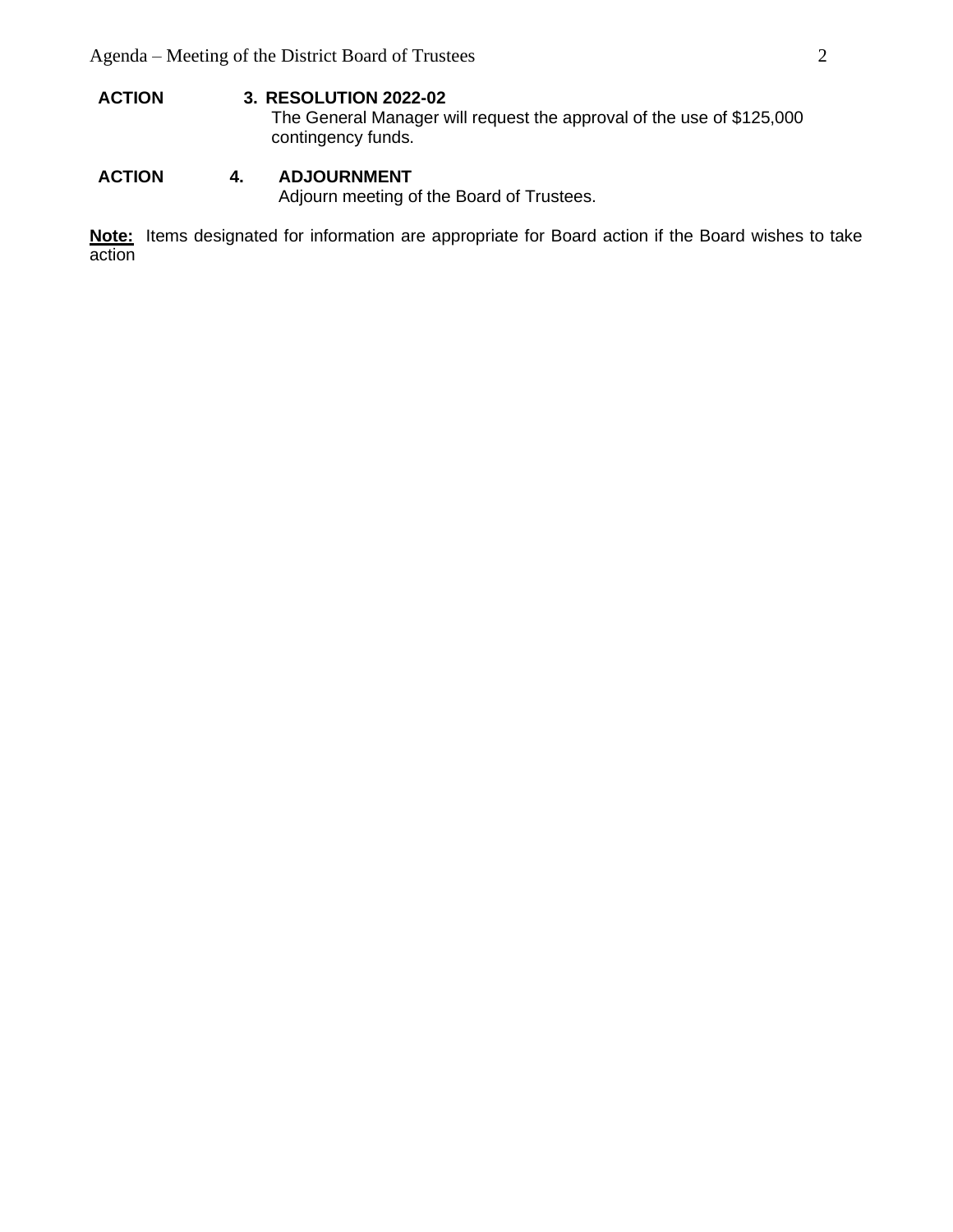**ACTION** **3. RESOLUTION 2022-02**

The General Manager will request the approval of the use of $125,000 contingency funds.

**ACTION** **4. ADJOURNMENT**

Adjourn meeting of the Board of Trustees.

**Note:** Items designated for information are appropriate for Board action if the Board wishes to take action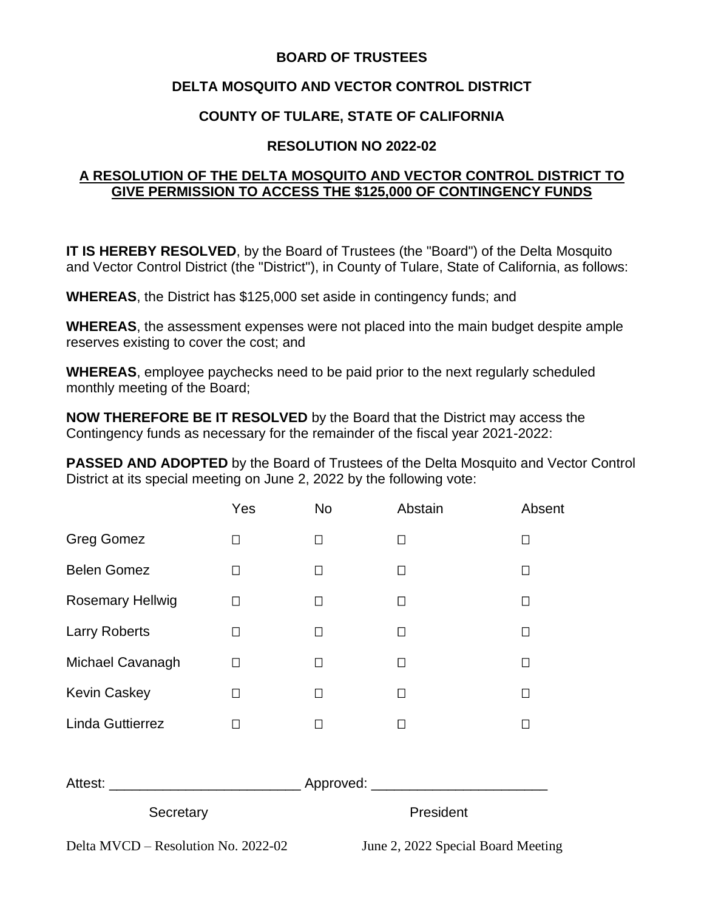**BOARD OF TRUSTEES**

**DELTA MOSQUITO AND VECTOR CONTROL DISTRICT**

**COUNTY OF TULARE, STATE OF CALIFORNIA**

**RESOLUTION NO 2022-02**

**A RESOLUTION OF THE DELTA MOSQUITO AND VECTOR CONTROL DISTRICT TO GIVE PERMISSION TO ACCESS THE $125,000 OF CONTINGENCY FUNDS**

**IT IS HEREBY RESOLVED**, by the Board of Trustees (the "Board") of the Delta Mosquito and Vector Control District (the "District"), in County of Tulare, State of California, as follows:

**WHEREAS**, the District has $125,000 set aside in contingency funds; and

**WHEREAS**, the assessment expenses were not placed into the main budget despite ample reserves existing to cover the cost; and

**WHEREAS**, employee paychecks need to be paid prior to the next regularly scheduled monthly meeting of the Board;

**NOW THEREFORE BE IT RESOLVED** by the Board that the District may access the Contingency funds as necessary for the remainder of the fiscal year 2021-2022:

**PASSED AND ADOPTED** by the Board of Trustees of the Delta Mosquito and Vector Control District at its special meeting on June 2, 2022 by the following vote:

| | Yes | No | Abstain | Absent |
|---|---|---|---|---|
| Greg Gomez | ☐ | ☐ | ☐ | ☐ |
| Belen Gomez | ☐ | ☐ | ☐ | ☐ |
| Rosemary Hellwig | ☐ | ☐ | ☐ | ☐ |
| Larry Roberts | ☐ | ☐ | ☐ | ☐ |
| Michael Cavanagh | ☐ | ☐ | ☐ | ☐ |
| Kevin Caskey | ☐ | ☐ | ☐ | ☐ |
| Linda Guttierrez | ☐ | ☐ | ☐ | ☐ |

Attest: _________________________ Approved: _______________________

Secretary President